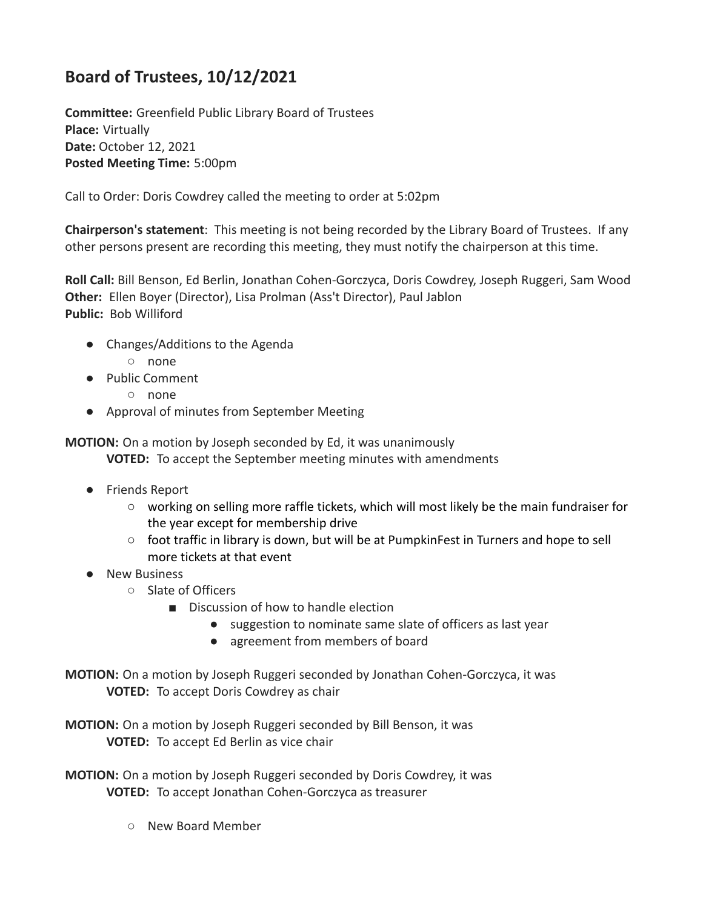## Board of Trustees, 10/12/2021

**Committee:** Greenfield Public Library Board of Trustees
**Place:** Virtually
**Date:** October 12, 2021
**Posted Meeting Time:** 5:00pm

Call to Order: Doris Cowdrey called the meeting to order at 5:02pm

**Chairperson's statement**: This meeting is not being recorded by the Library Board of Trustees. If any other persons present are recording this meeting, they must notify the chairperson at this time.

**Roll Call:** Bill Benson, Ed Berlin, Jonathan Cohen-Gorczyca, Doris Cowdrey, Joseph Ruggeri, Sam Wood
**Other:** Ellen Boyer (Director), Lisa Prolman (Ass't Director), Paul Jablon
**Public:** Bob Williford

- Changes/Additions to the Agenda
  - none
- Public Comment
  - none
- Approval of minutes from September Meeting

**MOTION:** On a motion by Joseph seconded by Ed, it was unanimously
 **VOTED:** To accept the September meeting minutes with amendments

- Friends Report
  - working on selling more raffle tickets, which will most likely be the main fundraiser for the year except for membership drive
  - foot traffic in library is down, but will be at PumpkinFest in Turners and hope to sell more tickets at that event
- New Business
  - Slate of Officers
    - Discussion of how to handle election
      - suggestion to nominate same slate of officers as last year
      - agreement from members of board

**MOTION:** On a motion by Joseph Ruggeri seconded by Jonathan Cohen-Gorczyca, it was
 **VOTED:** To accept Doris Cowdrey as chair

**MOTION:** On a motion by Joseph Ruggeri seconded by Bill Benson, it was
 **VOTED:** To accept Ed Berlin as vice chair

**MOTION:** On a motion by Joseph Ruggeri seconded by Doris Cowdrey, it was
 **VOTED:** To accept Jonathan Cohen-Gorczyca as treasurer

- New Board Member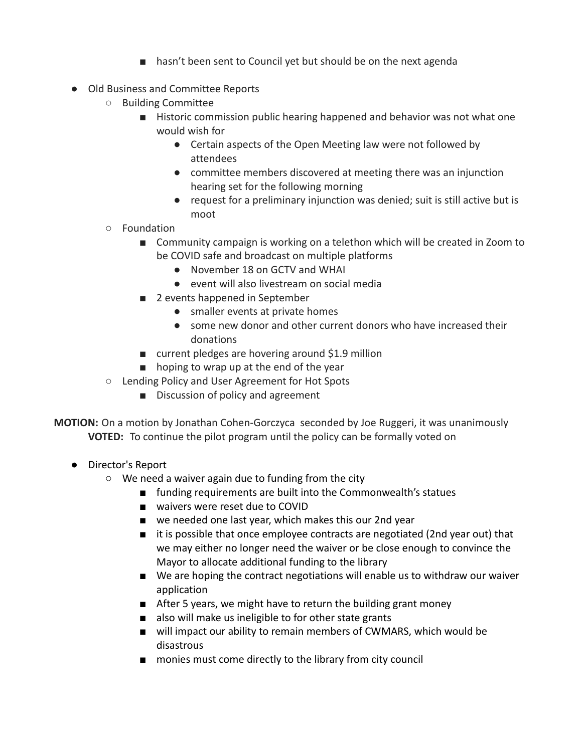- hasn't been sent to Council yet but should be on the next agenda

- Old Business and Committee Reports
    - Building Committee
        - Historic commission public hearing happened and behavior was not what one would wish for
            - Certain aspects of the Open Meeting law were not followed by attendees
            - committee members discovered at meeting there was an injunction hearing set for the following morning
            - request for a preliminary injunction was denied; suit is still active but is moot
    - Foundation
        - Community campaign is working on a telethon which will be created in Zoom to be COVID safe and broadcast on multiple platforms
            - November 18 on GCTV and WHAI
            - event will also livestream on social media
        - 2 events happened in September
            - smaller events at private homes
            - some new donor and other current donors who have increased their donations
        - current pledges are hovering around $1.9 million
        - hoping to wrap up at the end of the year
    - Lending Policy and User Agreement for Hot Spots
        - Discussion of policy and agreement

**MOTION:** On a motion by Jonathan Cohen-Gorczyca seconded by Joe Ruggeri, it was unanimously
**VOTED:** To continue the pilot program until the policy can be formally voted on

- Director's Report
    - We need a waiver again due to funding from the city
        - funding requirements are built into the Commonwealth's statues
        - waivers were reset due to COVID
        - we needed one last year, which makes this our 2nd year
        - it is possible that once employee contracts are negotiated (2nd year out) that we may either no longer need the waiver or be close enough to convince the Mayor to allocate additional funding to the library
        - We are hoping the contract negotiations will enable us to withdraw our waiver application
        - After 5 years, we might have to return the building grant money
        - also will make us ineligible to for other state grants
        - will impact our ability to remain members of CWMARS, which would be disastrous
        - monies must come directly to the library from city council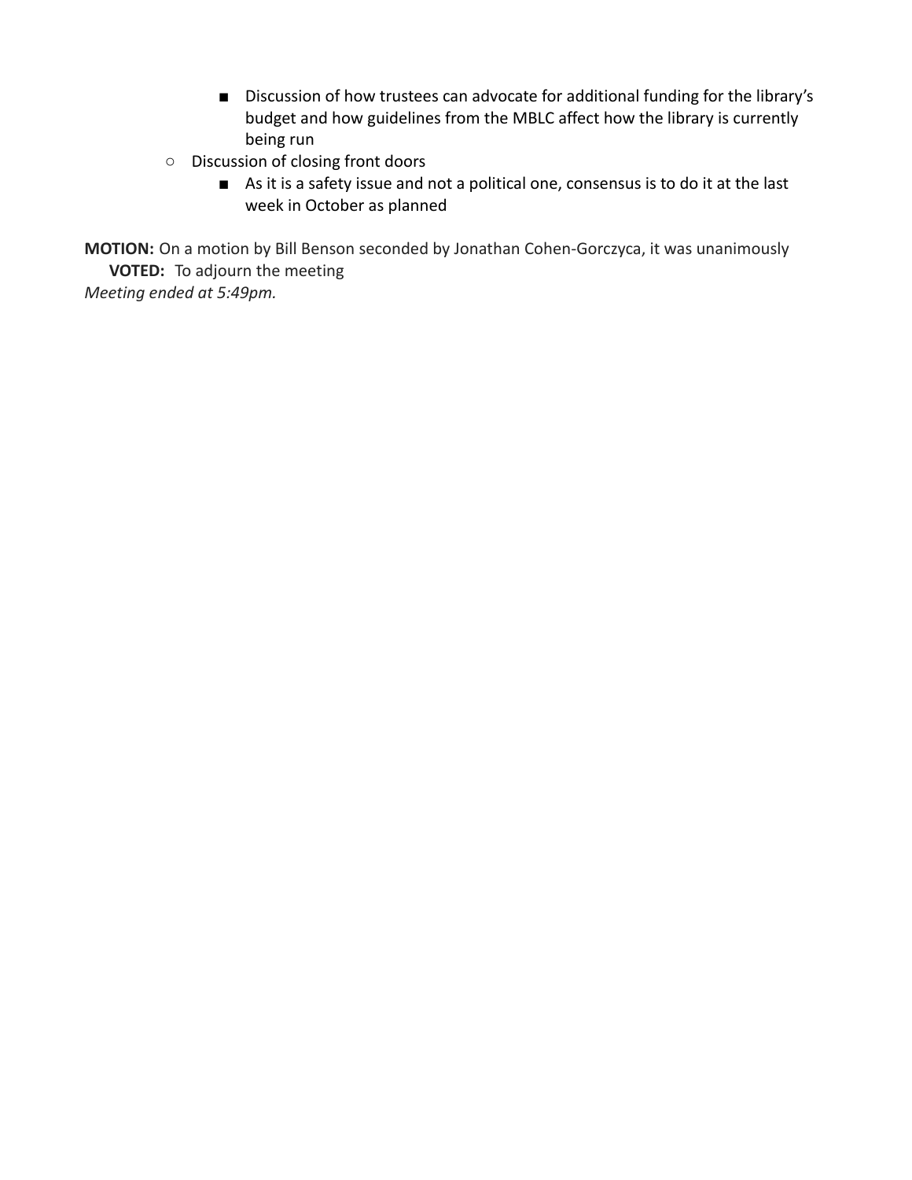- Discussion of how trustees can advocate for additional funding for the library's budget and how guidelines from the MBLC affect how the library is currently being run
    - Discussion of closing front doors
        - As it is a safety issue and not a political one, consensus is to do it at the last week in October as planned

**MOTION:** On a motion by Bill Benson seconded by Jonathan Cohen-Gorczyca, it was unanimously
**VOTED:** To adjourn the meeting
*Meeting ended at 5:49pm.*